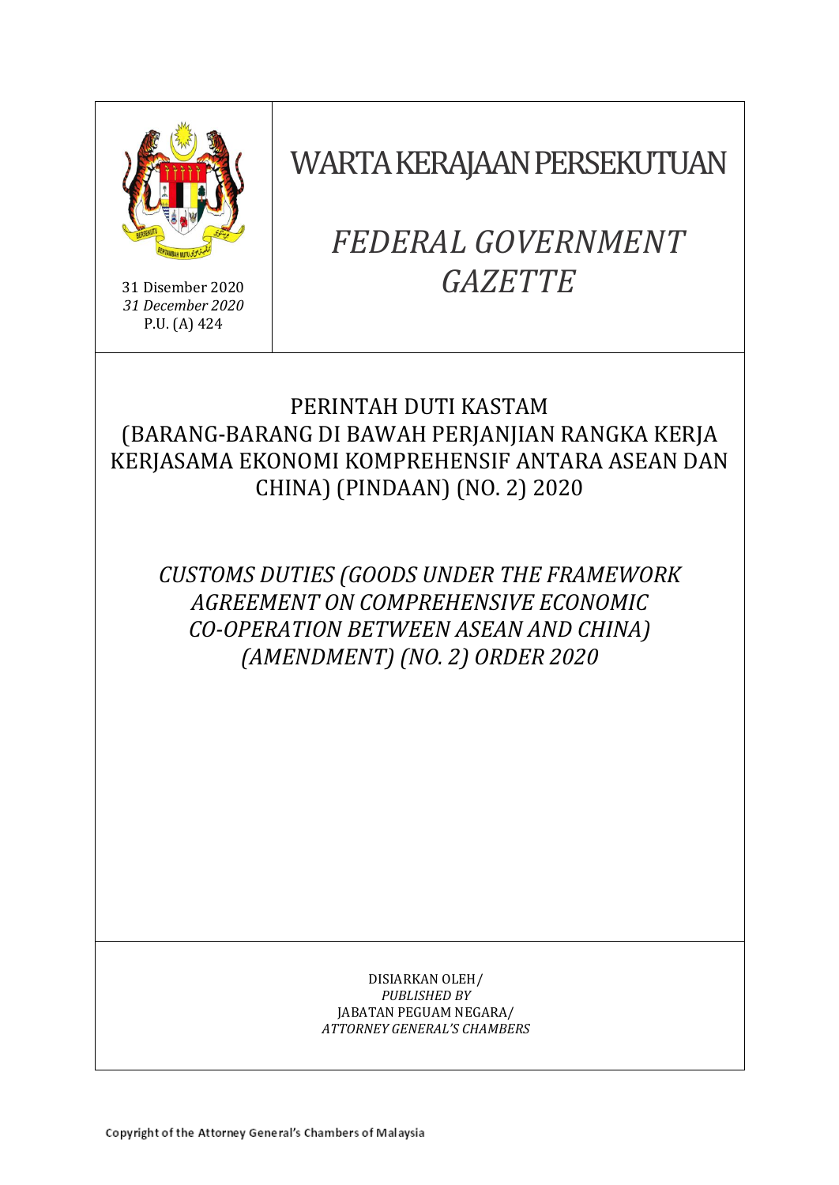31 Disember 2020
*31 December 2020*
P.U. (A) 424

# WARTA KERAJAAN PERSEKUTUAN

# *FEDERAL GOVERNMENT GAZETTE*

## PERINTAH DUTI KASTAM (BARANG-BARANG DI BAWAH PERJANJIAN RANGKA KERJA KERJASAMA EKONOMI KOMPREHENSIF ANTARA ASEAN DAN CHINA) (PINDAAN) (NO. 2) 2020

## *CUSTOMS DUTIES (GOODS UNDER THE FRAMEWORK AGREEMENT ON COMPREHENSIVE ECONOMIC CO-OPERATION BETWEEN ASEAN AND CHINA) (AMENDMENT) (NO. 2) ORDER 2020*

DISIARKAN OLEH/
*PUBLISHED BY*
JABATAN PEGUAM NEGARA/
*ATTORNEY GENERAL'S CHAMBERS*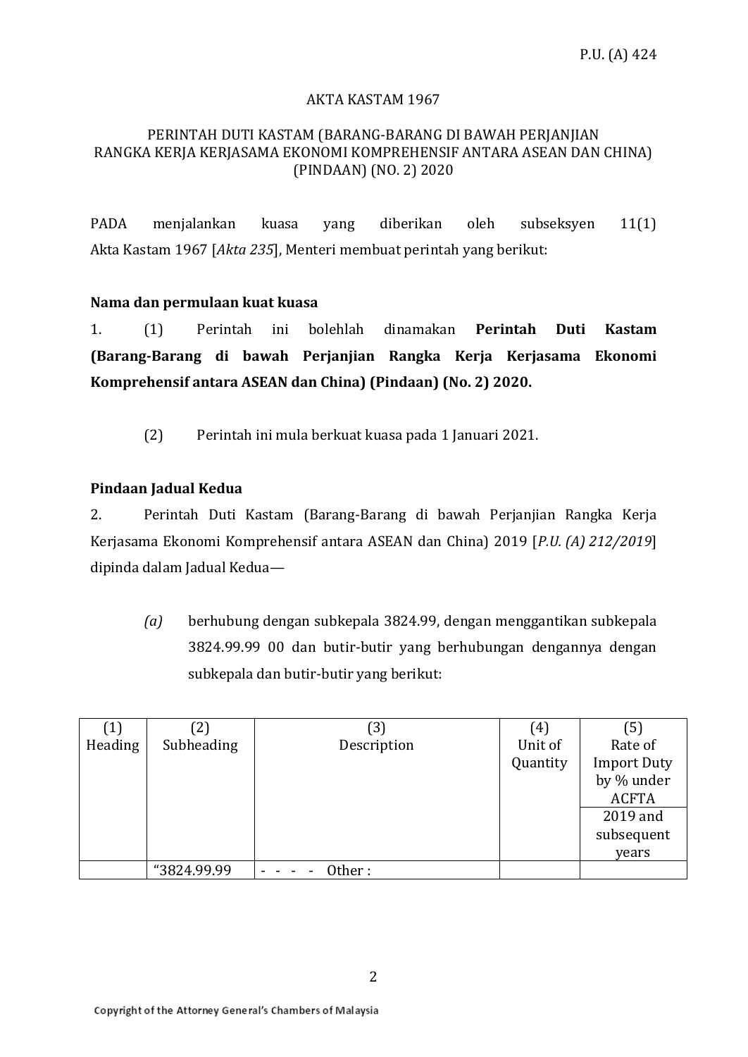P.U. (A) 424

AKTA KASTAM 1967

PERINTAH DUTI KASTAM (BARANG-BARANG DI BAWAH PERJANJIAN RANGKA KERJA KERJASAMA EKONOMI KOMPREHENSIF ANTARA ASEAN DAN CHINA) (PINDAAN) (NO. 2) 2020

PADA menjalankan kuasa yang diberikan oleh subseksyen 11(1) Akta Kastam 1967 [*Akta 235*], Menteri membuat perintah yang berikut:

**Nama dan permulaan kuat kuasa**

1. (1) Perintah ini bolehlah dinamakan **Perintah Duti Kastam (Barang-Barang di bawah Perjanjian Rangka Kerja Kerjasama Ekonomi Komprehensif antara ASEAN dan China) (Pindaan) (No. 2) 2020.**

(2) Perintah ini mula berkuat kuasa pada 1 Januari 2021.

**Pindaan Jadual Kedua**

2. Perintah Duti Kastam (Barang-Barang di bawah Perjanjian Rangka Kerja Kerjasama Ekonomi Komprehensif antara ASEAN dan China) 2019 [*P.U. (A) 212/2019*] dipinda dalam Jadual Kedua—

*(a)* berhubung dengan subkepala 3824.99, dengan menggantikan subkepala 3824.99.99 00 dan butir-butir yang berhubungan dengannya dengan subkepala dan butir-butir yang berikut:

| (1) Heading | (2) Subheading | (3) Description | (4) Unit of Quantity | (5) Rate of Import Duty by % under ACFTA |
|---|---|---|---|---|
| | | | | 2019 and subsequent years |
| | "3824.99.99 | - - - - Other : | | |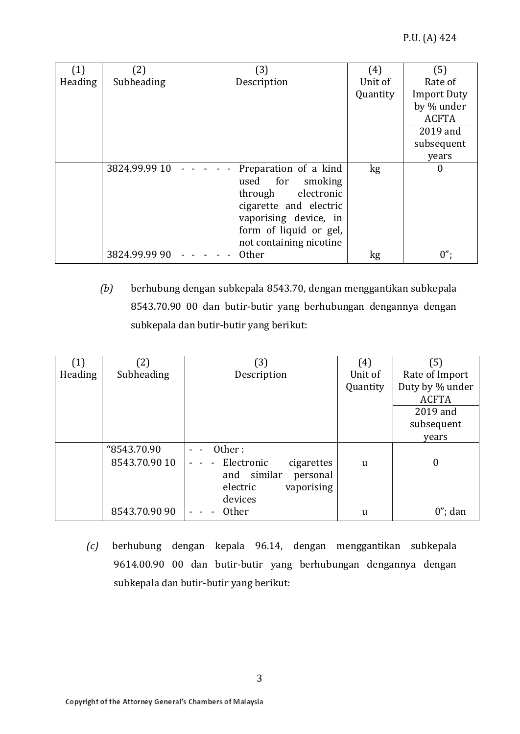| (1) Heading | (2) Subheading | (3) Description | (4) Unit of Quantity | (5) Rate of Import Duty by % under ACFTA |
|---|---|---|---|---|
| | | | | 2019 and subsequent years |
| | 3824.99.99 10 | - - - - - - Preparation of a kind used for smoking through electronic cigarette and electric vaporising device, in form of liquid or gel, not containing nicotine | kg | 0 |
| | 3824.99.99 90 | - - - - - - Other | kg | 0”; |

*(b)* berhubung dengan subkepala 8543.70, dengan menggantikan subkepala 8543.70.90 00 dan butir-butir yang berhubungan dengannya dengan subkepala dan butir-butir yang berikut:

| (1) Heading | (2) Subheading | (3) Description | (4) Unit of Quantity | (5) Rate of Import Duty by % under ACFTA |
|---|---|---|---|---|
| | | | | 2019 and subsequent years |
| | “8543.70.90 | - - Other : | | |
| | 8543.70.90 10 | - - - Electronic cigarettes and similar personal electric vaporising devices | u | 0 |
| | 8543.70.90 90 | - - - Other | u | 0”; dan |

*(c)* berhubung dengan kepala 96.14, dengan menggantikan subkepala 9614.00.90 00 dan butir-butir yang berhubungan dengannya dengan subkepala dan butir-butir yang berikut: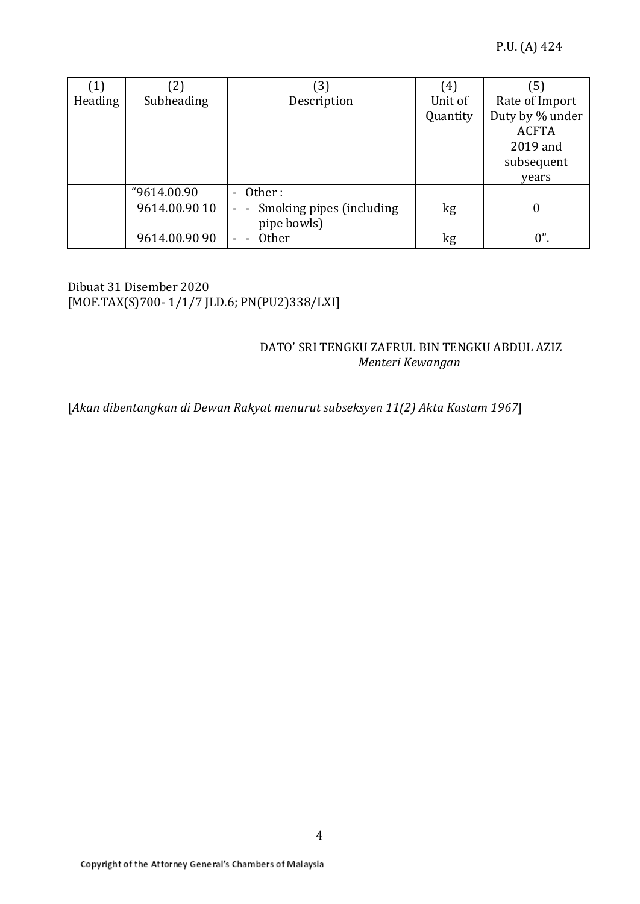| (1) Heading | (2) Subheading | (3) Description | (4) Unit of Quantity | (5) Rate of Import Duty by % under ACFTA |
|---|---|---|---|---|
| | | | | 2019 and subsequent years |
| | “9614.00.90 | - Other : | | |
| | 9614.00.90 10 | - - Smoking pipes (including pipe bowls) | kg | 0 |
| | 9614.00.90 90 | - - Other | kg | 0”. |

Dibuat 31 Disember 2020
[MOF.TAX(S)700- 1/1/7 JLD.6; PN(PU2)338/LXI]

DATO’ SRI TENGKU ZAFRUL BIN TENGKU ABDUL AZIZ
*Menteri Kewangan*

[*Akan dibentangkan di Dewan Rakyat menurut subseksyen 11(2) Akta Kastam 1967*]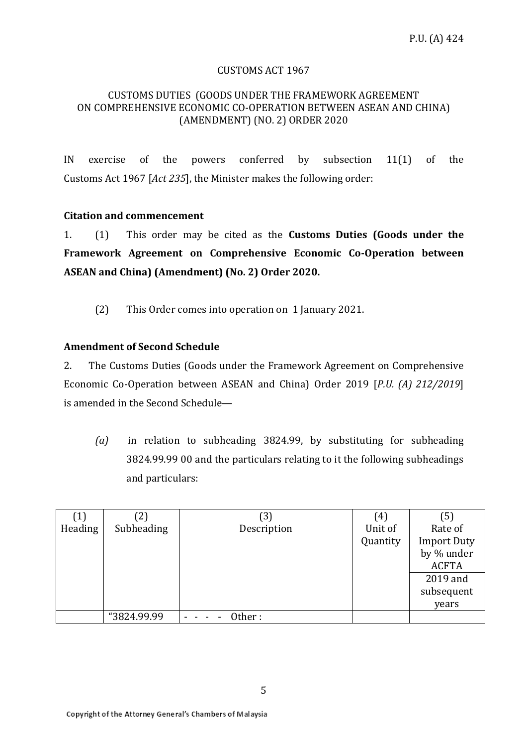P.U. (A) 424

CUSTOMS ACT 1967

CUSTOMS DUTIES (GOODS UNDER THE FRAMEWORK AGREEMENT ON COMPREHENSIVE ECONOMIC CO-OPERATION BETWEEN ASEAN AND CHINA) (AMENDMENT) (NO. 2) ORDER 2020

IN exercise of the powers conferred by subsection 11(1) of the Customs Act 1967 [*Act 235*], the Minister makes the following order:

**Citation and commencement**

1. (1) This order may be cited as the **Customs Duties (Goods under the Framework Agreement on Comprehensive Economic Co-Operation between ASEAN and China) (Amendment) (No. 2) Order 2020.**

(2) This Order comes into operation on 1 January 2021.

**Amendment of Second Schedule**

2. The Customs Duties (Goods under the Framework Agreement on Comprehensive Economic Co-Operation between ASEAN and China) Order 2019 [*P.U. (A) 212/2019*] is amended in the Second Schedule—

*(a)* in relation to subheading 3824.99, by substituting for subheading 3824.99.99 00 and the particulars relating to it the following subheadings and particulars:

| (1) Heading | (2) Subheading | (3) Description | (4) Unit of Quantity | (5) Rate of Import Duty by % under ACFTA |
|---|---|---|---|---|
| | | | | 2019 and subsequent years |
| | "3824.99.99 | - - - - Other : | | |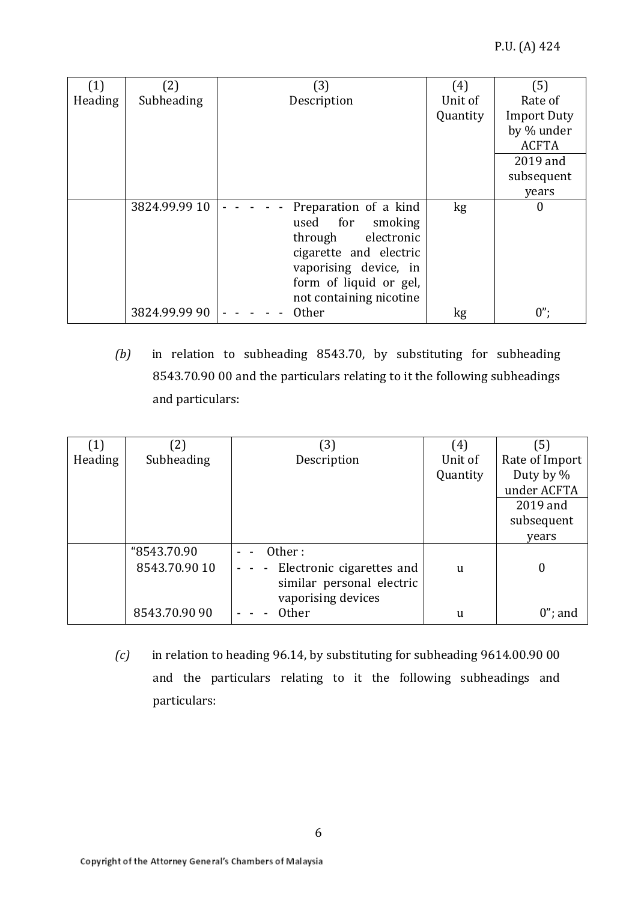| (1) Heading | (2) Subheading | (3) Description | (4) Unit of Quantity | (5) Rate of Import Duty by % under ACFTA |
|---|---|---|---|---|
| | | | | 2019 and subsequent years |
| | 3824.99.99 10 | - - - - - Preparation of a kind used for smoking through electronic cigarette and electric vaporising device, in form of liquid or gel, not containing nicotine | kg | 0 |
| | 3824.99.99 90 | - - - - - Other | kg | 0”; |

*(b)* in relation to subheading 8543.70, by substituting for subheading 8543.70.90 00 and the particulars relating to it the following subheadings and particulars:

| (1) Heading | (2) Subheading | (3) Description | (4) Unit of Quantity | (5) Rate of Import Duty by % under ACFTA |
|---|---|---|---|---|
| | | | | 2019 and subsequent years |
| | “8543.70.90 | - - Other : | | |
| | 8543.70.90 10 | - - - Electronic cigarettes and similar personal electric vaporising devices | u | 0 |
| | 8543.70.90 90 | - - - Other | u | 0”; and |

*(c)* in relation to heading 96.14, by substituting for subheading 9614.00.90 00 and the particulars relating to it the following subheadings and particulars: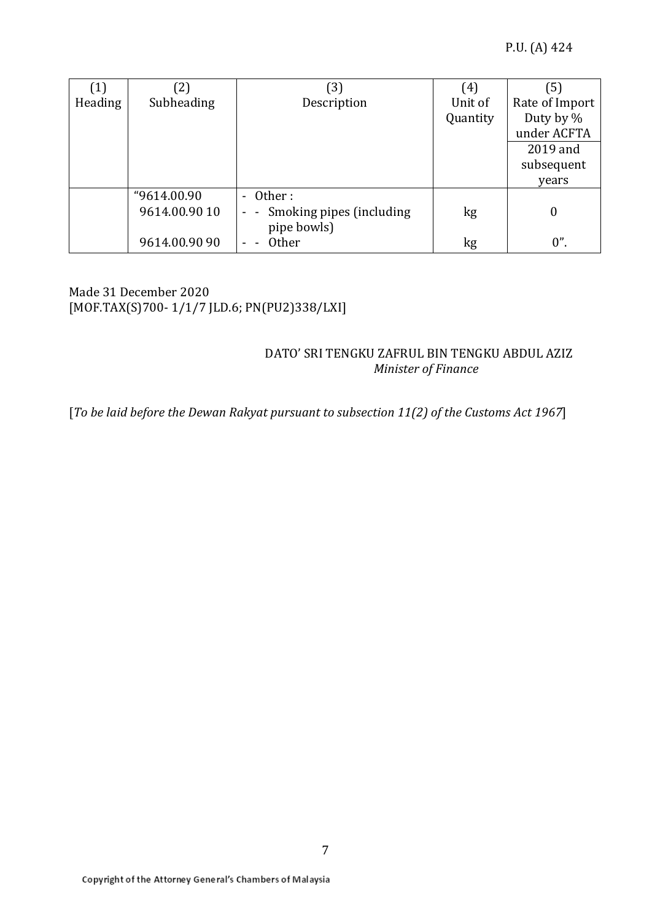| (1) Heading | (2) Subheading | (3) Description | (4) Unit of Quantity | (5) Rate of Import Duty by % under ACFTA |
|---|---|---|---|---|
| | | | | 2019 and subsequent years |
| | “9614.00.90 | - Other : | | |
| | 9614.00.90 10 | - - Smoking pipes (including pipe bowls) | kg | 0 |
| | 9614.00.90 90 | - - Other | kg | 0”. |

Made 31 December 2020
[MOF.TAX(S)700- 1/1/7 JLD.6; PN(PU2)338/LXI]

DATO’ SRI TENGKU ZAFRUL BIN TENGKU ABDUL AZIZ
*Minister of Finance*

[*To be laid before the Dewan Rakyat pursuant to subsection 11(2) of the Customs Act 1967*]

Copyright of the Attorney General’s Chambers of Malaysia